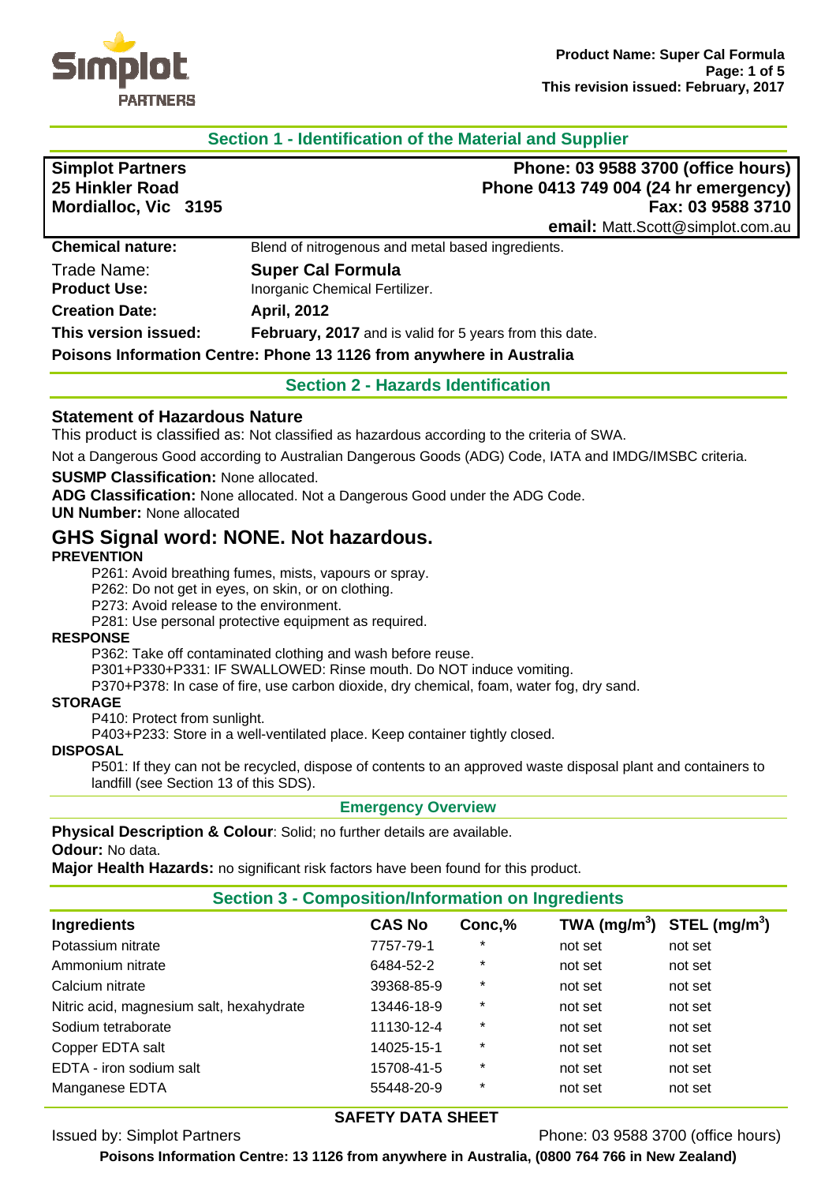## Section 1 - Identification of the Material and Supplier

**Simplot Partners**
**25 Hinkler Road**
**Mordialloc, Vic 3195**

**Phone: 03 9588 3700 (office hours)**
**Phone 0413 749 004 (24 hr emergency)**
**Fax: 03 9588 3710**
**email:** Matt.Scott@simplot.com.au

**Chemical nature:** Blend of nitrogenous and metal based ingredients.
Trade Name: **Super Cal Formula**
**Product Use:** Inorganic Chemical Fertilizer.
**Creation Date:** **April, 2012**
**This version issued:** **February, 2017** and is valid for 5 years from this date.

**Poisons Information Centre: Phone 13 1126 from anywhere in Australia**

## Section 2 - Hazards Identification

### Statement of Hazardous Nature

This product is classified as: Not classified as hazardous according to the criteria of SWA.

Not a Dangerous Good according to Australian Dangerous Goods (ADG) Code, IATA and IMDG/IMSBC criteria.

**SUSMP Classification:** None allocated.
**ADG Classification:** None allocated. Not a Dangerous Good under the ADG Code.
**UN Number:** None allocated

### GHS Signal word: NONE. Not hazardous.

**PREVENTION**

P261: Avoid breathing fumes, mists, vapours or spray.
P262: Do not get in eyes, on skin, or on clothing.
P273: Avoid release to the environment.
P281: Use personal protective equipment as required.

**RESPONSE**

P362: Take off contaminated clothing and wash before reuse.
P301+P330+P331: IF SWALLOWED: Rinse mouth. Do NOT induce vomiting.
P370+P378: In case of fire, use carbon dioxide, dry chemical, foam, water fog, dry sand.

**STORAGE**

P410: Protect from sunlight.
P403+P233: Store in a well-ventilated place. Keep container tightly closed.

**DISPOSAL**

P501: If they can not be recycled, dispose of contents to an approved waste disposal plant and containers to landfill (see Section 13 of this SDS).

### Emergency Overview

**Physical Description & Colour**: Solid; no further details are available.
**Odour:** No data.
**Major Health Hazards:** no significant risk factors have been found for this product.

## Section 3 - Composition/Information on Ingredients

| Ingredients | CAS No | Conc,% | TWA ($mg/m^3$) | STEL ($mg/m^3$) |
|---|---|---|---|---|
| Potassium nitrate | 7757-79-1 | * | not set | not set |
| Ammonium nitrate | 6484-52-2 | * | not set | not set |
| Calcium nitrate | 39368-85-9 | * | not set | not set |
| Nitric acid, magnesium salt, hexahydrate | 13446-18-9 | * | not set | not set |
| Sodium tetraborate | 11130-12-4 | * | not set | not set |
| Copper EDTA salt | 14025-15-1 | * | not set | not set |
| EDTA - iron sodium salt | 15708-41-5 | * | not set | not set |
| Manganese EDTA | 55448-20-9 | * | not set | not set |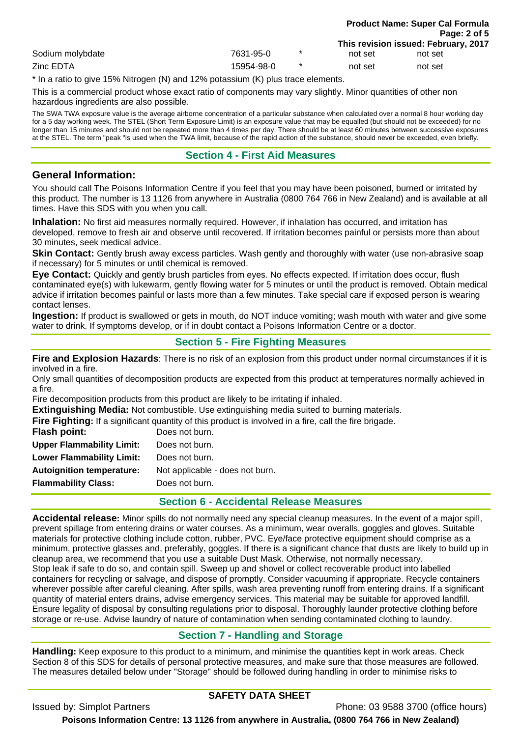| | | | | |
|---|---|---|---|---|
| Sodium molybdate | 7631-95-0 | * | not set | not set |
| Zinc EDTA | 15954-98-0 | * | not set | not set |

* In a ratio to give 15% Nitrogen (N) and 12% potassium (K) plus trace elements.

This is a commercial product whose exact ratio of components may vary slightly. Minor quantities of other non hazardous ingredients are also possible.

The SWA TWA exposure value is the average airborne concentration of a particular substance when calculated over a normal 8 hour working day for a 5 day working week. The STEL (Short Term Exposure Limit) is an exposure value that may be equalled (but should not be exceeded) for no longer than 15 minutes and should not be repeated more than 4 times per day. There should be at least 60 minutes between successive exposures at the STEL. The term "peak "is used when the TWA limit, because of the rapid action of the substance, should never be exceeded, even briefly.

## Section 4 - First Aid Measures

### General Information:

You should call The Poisons Information Centre if you feel that you may have been poisoned, burned or irritated by this product. The number is 13 1126 from anywhere in Australia (0800 764 766 in New Zealand) and is available at all times. Have this SDS with you when you call.

**Inhalation:** No first aid measures normally required. However, if inhalation has occurred, and irritation has developed, remove to fresh air and observe until recovered. If irritation becomes painful or persists more than about 30 minutes, seek medical advice.

**Skin Contact:** Gently brush away excess particles. Wash gently and thoroughly with water (use non-abrasive soap if necessary) for 5 minutes or until chemical is removed.

**Eye Contact:** Quickly and gently brush particles from eyes. No effects expected. If irritation does occur, flush contaminated eye(s) with lukewarm, gently flowing water for 5 minutes or until the product is removed. Obtain medical advice if irritation becomes painful or lasts more than a few minutes. Take special care if exposed person is wearing contact lenses.

**Ingestion:** If product is swallowed or gets in mouth, do NOT induce vomiting; wash mouth with water and give some water to drink. If symptoms develop, or if in doubt contact a Poisons Information Centre or a doctor.

## Section 5 - Fire Fighting Measures

**Fire and Explosion Hazards**: There is no risk of an explosion from this product under normal circumstances if it is involved in a fire.

Only small quantities of decomposition products are expected from this product at temperatures normally achieved in a fire.

Fire decomposition products from this product are likely to be irritating if inhaled.

**Extinguishing Media:** Not combustible. Use extinguishing media suited to burning materials.

**Fire Fighting:** If a significant quantity of this product is involved in a fire, call the fire brigade.

| | |
|---|---|
| **Flash point:** | Does not burn. |
| **Upper Flammability Limit:** | Does not burn. |
| **Lower Flammability Limit:** | Does not burn. |
| **Autoignition temperature:** | Not applicable - does not burn. |
| **Flammability Class:** | Does not burn. |

## Section 6 - Accidental Release Measures

**Accidental release:** Minor spills do not normally need any special cleanup measures. In the event of a major spill, prevent spillage from entering drains or water courses. As a minimum, wear overalls, goggles and gloves. Suitable materials for protective clothing include cotton, rubber, PVC. Eye/face protective equipment should comprise as a minimum, protective glasses and, preferably, goggles. If there is a significant chance that dusts are likely to build up in cleanup area, we recommend that you use a suitable Dust Mask. Otherwise, not normally necessary.
Stop leak if safe to do so, and contain spill. Sweep up and shovel or collect recoverable product into labelled containers for recycling or salvage, and dispose of promptly. Consider vacuuming if appropriate. Recycle containers wherever possible after careful cleaning. After spills, wash area preventing runoff from entering drains. If a significant quantity of material enters drains, advise emergency services. This material may be suitable for approved landfill. Ensure legality of disposal by consulting regulations prior to disposal. Thoroughly launder protective clothing before storage or re-use. Advise laundry of nature of contamination when sending contaminated clothing to laundry.

## Section 7 - Handling and Storage

**Handling:** Keep exposure to this product to a minimum, and minimise the quantities kept in work areas. Check Section 8 of this SDS for details of personal protective measures, and make sure that those measures are followed. The measures detailed below under "Storage" should be followed during handling in order to minimise risks to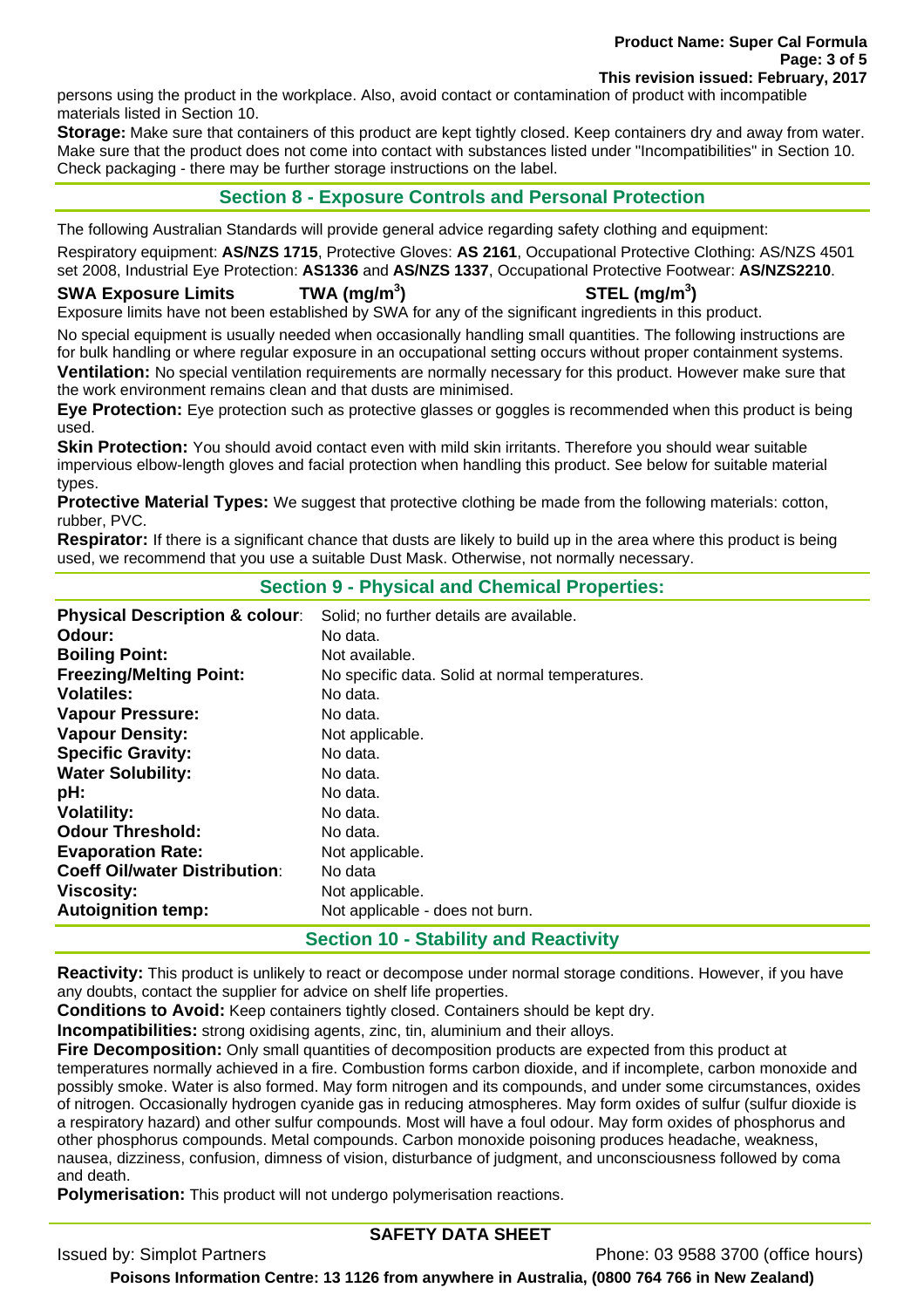persons using the product in the workplace. Also, avoid contact or contamination of product with incompatible materials listed in Section 10.

**Storage:** Make sure that containers of this product are kept tightly closed. Keep containers dry and away from water. Make sure that the product does not come into contact with substances listed under "Incompatibilities" in Section 10. Check packaging - there may be further storage instructions on the label.

## Section 8 - Exposure Controls and Personal Protection

The following Australian Standards will provide general advice regarding safety clothing and equipment:

Respiratory equipment: **AS/NZS 1715**, Protective Gloves: **AS 2161**, Occupational Protective Clothing: AS/NZS 4501 set 2008, Industrial Eye Protection: **AS1336** and **AS/NZS 1337**, Occupational Protective Footwear: **AS/NZS2210**.

| **SWA Exposure Limits** | **TWA ($mg/m^3$)** | **STEL ($mg/m^3$)** |
| --- | --- | --- |

Exposure limits have not been established by SWA for any of the significant ingredients in this product.

No special equipment is usually needed when occasionally handling small quantities. The following instructions are for bulk handling or where regular exposure in an occupational setting occurs without proper containment systems.

**Ventilation:** No special ventilation requirements are normally necessary for this product. However make sure that the work environment remains clean and that dusts are minimised.

**Eye Protection:** Eye protection such as protective glasses or goggles is recommended when this product is being used.

**Skin Protection:** You should avoid contact even with mild skin irritants. Therefore you should wear suitable impervious elbow-length gloves and facial protection when handling this product. See below for suitable material types.

**Protective Material Types:** We suggest that protective clothing be made from the following materials: cotton, rubber, PVC.

**Respirator:** If there is a significant chance that dusts are likely to build up in the area where this product is being used, we recommend that you use a suitable Dust Mask. Otherwise, not normally necessary.

## Section 9 - Physical and Chemical Properties:

| | |
| --- | --- |
| **Physical Description & colour**: | Solid; no further details are available. |
| **Odour:** | No data. |
| **Boiling Point:** | Not available. |
| **Freezing/Melting Point:** | No specific data. Solid at normal temperatures. |
| **Volatiles:** | No data. |
| **Vapour Pressure:** | No data. |
| **Vapour Density:** | Not applicable. |
| **Specific Gravity:** | No data. |
| **Water Solubility:** | No data. |
| **pH:** | No data. |
| **Volatility:** | No data. |
| **Odour Threshold:** | No data. |
| **Evaporation Rate:** | Not applicable. |
| **Coeff Oil/water Distribution**: | No data |
| **Viscosity:** | Not applicable. |
| **Autoignition temp:** | Not applicable - does not burn. |

## Section 10 - Stability and Reactivity

**Reactivity:** This product is unlikely to react or decompose under normal storage conditions. However, if you have any doubts, contact the supplier for advice on shelf life properties.

**Conditions to Avoid:** Keep containers tightly closed. Containers should be kept dry.

**Incompatibilities:** strong oxidising agents, zinc, tin, aluminium and their alloys.

**Fire Decomposition:** Only small quantities of decomposition products are expected from this product at temperatures normally achieved in a fire. Combustion forms carbon dioxide, and if incomplete, carbon monoxide and possibly smoke. Water is also formed. May form nitrogen and its compounds, and under some circumstances, oxides of nitrogen. Occasionally hydrogen cyanide gas in reducing atmospheres. May form oxides of sulfur (sulfur dioxide is a respiratory hazard) and other sulfur compounds. Most will have a foul odour. May form oxides of phosphorus and other phosphorus compounds. Metal compounds. Carbon monoxide poisoning produces headache, weakness, nausea, dizziness, confusion, dimness of vision, disturbance of judgment, and unconsciousness followed by coma and death.

**Polymerisation:** This product will not undergo polymerisation reactions.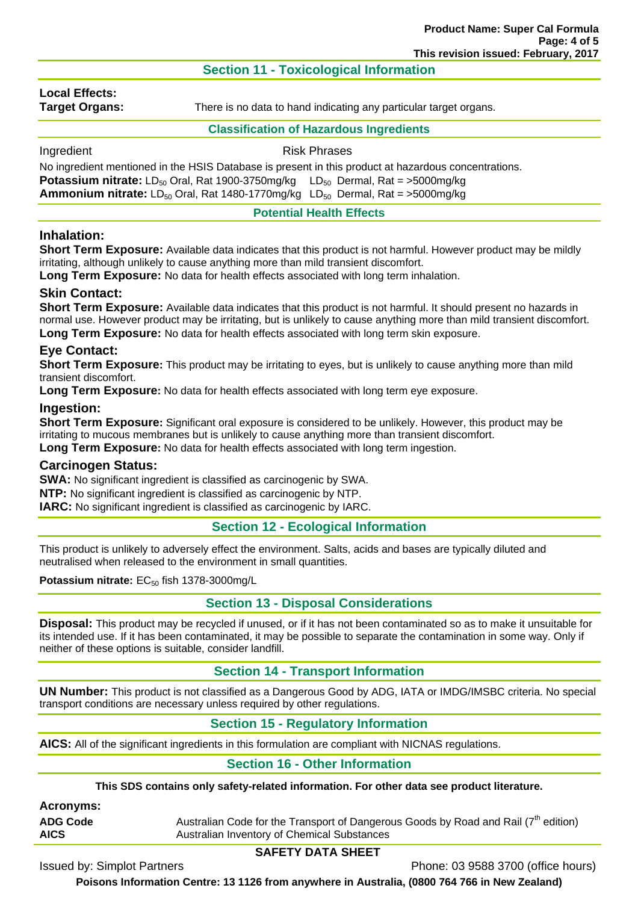## Section 11 - Toxicological Information

**Local Effects:**

**Target Organs:** There is no data to hand indicating any particular target organs.

### Classification of Hazardous Ingredients

| Ingredient | Risk Phrases |
|---|---|

No ingredient mentioned in the HSIS Database is present in this product at hazardous concentrations.

**Potassium nitrate:** $LD_{50}$ Oral, Rat 1900-3750mg/kg $LD_{50}$ Dermal, Rat = >5000mg/kg

**Ammonium nitrate:** $LD_{50}$ Oral, Rat 1480-1770mg/kg $LD_{50}$ Dermal, Rat = >5000mg/kg

### Potential Health Effects

### Inhalation:

**Short Term Exposure:** Available data indicates that this product is not harmful. However product may be mildly irritating, although unlikely to cause anything more than mild transient discomfort.

**Long Term Exposure:** No data for health effects associated with long term inhalation.

### Skin Contact:

**Short Term Exposure:** Available data indicates that this product is not harmful. It should present no hazards in normal use. However product may be irritating, but is unlikely to cause anything more than mild transient discomfort.

**Long Term Exposure:** No data for health effects associated with long term skin exposure.

### Eye Contact:

**Short Term Exposure:** This product may be irritating to eyes, but is unlikely to cause anything more than mild transient discomfort.

**Long Term Exposure:** No data for health effects associated with long term eye exposure.

### Ingestion:

**Short Term Exposure:** Significant oral exposure is considered to be unlikely. However, this product may be irritating to mucous membranes but is unlikely to cause anything more than transient discomfort.

**Long Term Exposure:** No data for health effects associated with long term ingestion.

### Carcinogen Status:

**SWA:** No significant ingredient is classified as carcinogenic by SWA.

**NTP:** No significant ingredient is classified as carcinogenic by NTP.

**IARC:** No significant ingredient is classified as carcinogenic by IARC.

## Section 12 - Ecological Information

This product is unlikely to adversely effect the environment. Salts, acids and bases are typically diluted and neutralised when released to the environment in small quantities.

**Potassium nitrate:** $EC_{50}$ fish 1378-3000mg/L

## Section 13 - Disposal Considerations

**Disposal:** This product may be recycled if unused, or if it has not been contaminated so as to make it unsuitable for its intended use. If it has been contaminated, it may be possible to separate the contamination in some way. Only if neither of these options is suitable, consider landfill.

## Section 14 - Transport Information

**UN Number:** This product is not classified as a Dangerous Good by ADG, IATA or IMDG/IMSBC criteria. No special transport conditions are necessary unless required by other regulations.

## Section 15 - Regulatory Information

**AICS:** All of the significant ingredients in this formulation are compliant with NICNAS regulations.

## Section 16 - Other Information

**This SDS contains only safety-related information. For other data see product literature.**

**Acronyms:**

| | |
|---|---|
| **ADG Code** | Australian Code for the Transport of Dangerous Goods by Road and Rail (7th edition) |
| **AICS** | Australian Inventory of Chemical Substances |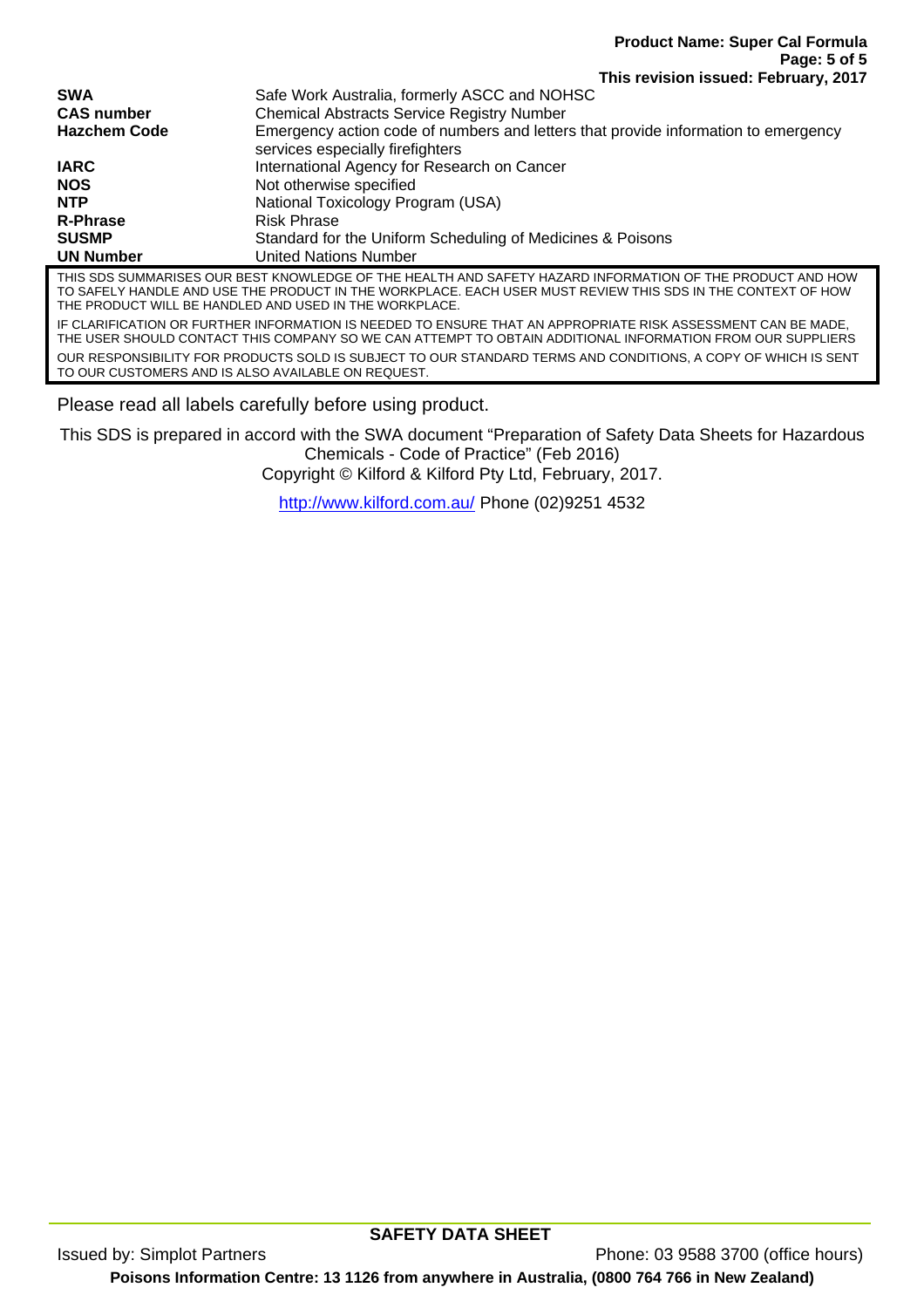| | |
|---|---|
| **SWA** | Safe Work Australia, formerly ASCC and NOHSC |
| **CAS number** | Chemical Abstracts Service Registry Number |
| **Hazchem Code** | Emergency action code of numbers and letters that provide information to emergency services especially firefighters |
| **IARC** | International Agency for Research on Cancer |
| **NOS** | Not otherwise specified |
| **NTP** | National Toxicology Program (USA) |
| **R-Phrase** | Risk Phrase |
| **SUSMP** | Standard for the Uniform Scheduling of Medicines & Poisons |
| **UN Number** | United Nations Number |

THIS SDS SUMMARISES OUR BEST KNOWLEDGE OF THE HEALTH AND SAFETY HAZARD INFORMATION OF THE PRODUCT AND HOW TO SAFELY HANDLE AND USE THE PRODUCT IN THE WORKPLACE. EACH USER MUST REVIEW THIS SDS IN THE CONTEXT OF HOW THE PRODUCT WILL BE HANDLED AND USED IN THE WORKPLACE.

IF CLARIFICATION OR FURTHER INFORMATION IS NEEDED TO ENSURE THAT AN APPROPRIATE RISK ASSESSMENT CAN BE MADE, THE USER SHOULD CONTACT THIS COMPANY SO WE CAN ATTEMPT TO OBTAIN ADDITIONAL INFORMATION FROM OUR SUPPLIERS

OUR RESPONSIBILITY FOR PRODUCTS SOLD IS SUBJECT TO OUR STANDARD TERMS AND CONDITIONS, A COPY OF WHICH IS SENT TO OUR CUSTOMERS AND IS ALSO AVAILABLE ON REQUEST.

Please read all labels carefully before using product.

This SDS is prepared in accord with the SWA document “Preparation of Safety Data Sheets for Hazardous Chemicals - Code of Practice” (Feb 2016)

Copyright © Kilford & Kilford Pty Ltd, February, 2017.

http://www.kilford.com.au/ Phone (02)9251 4532